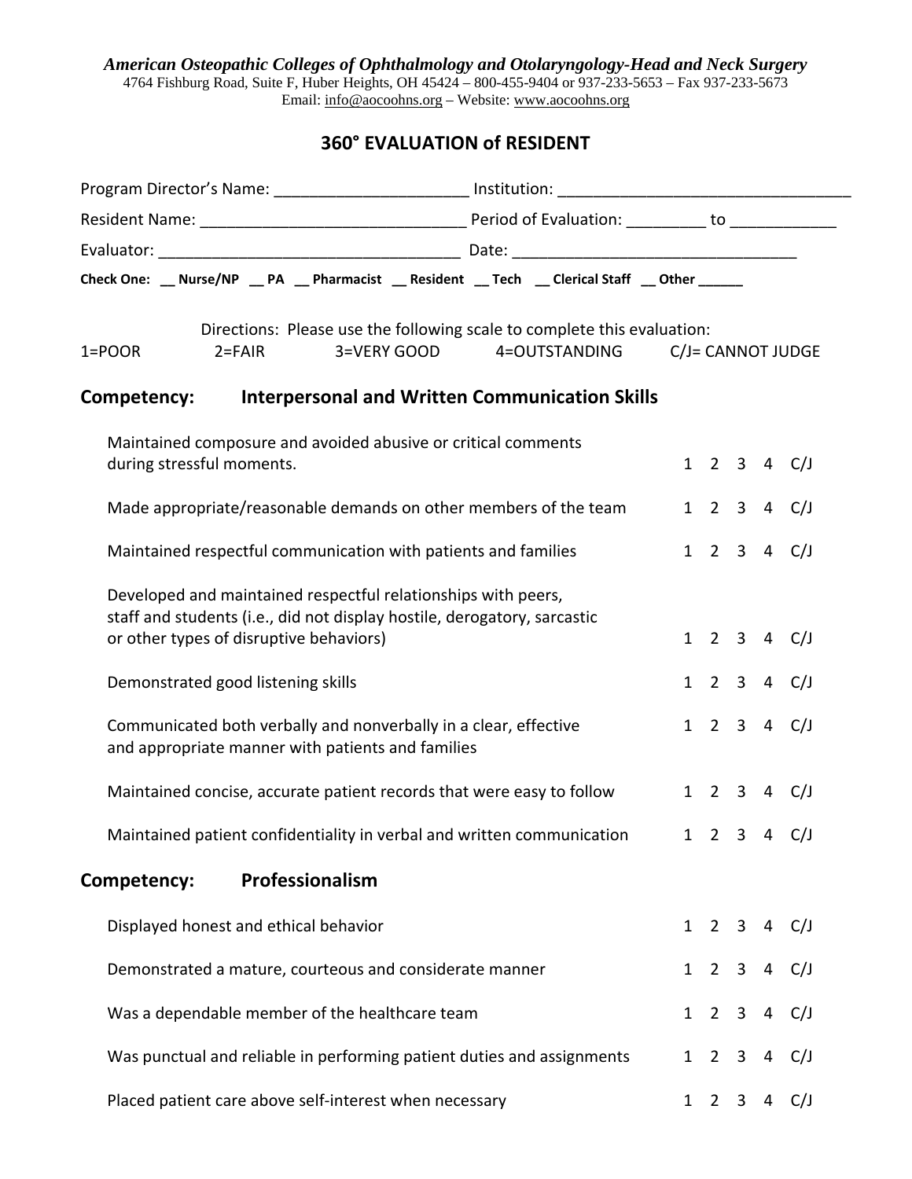*American Osteopathic Colleges of Ophthalmology and Otolaryngology-Head and Neck Surgery*
4764 Fishburg Road, Suite F, Huber Heights, OH 45424 – 800-455-9404 or 937-233-5653 – Fax 937-233-5673
Email: info@aocoohns.org – Website: www.aocoohns.org

# 360° EVALUATION of RESIDENT

Program Director's Name: ______________________ Institution: _________________________________

Resident Name: ______________________________ Period of Evaluation: _________ to ____________

Evaluator: ___________________________________ Date: ________________________________

**Check One: __ Nurse/NP __ PA __ Pharmacist __ Resident __ Tech __ Clerical Staff __ Other ______**

Directions: Please use the following scale to complete this evaluation:

1=POOR 2=FAIR 3=VERY GOOD 4=OUTSTANDING C/J= CANNOT JUDGE

## Competency: Interpersonal and Written Communication Skills

| Item | Rating |
|---|---|
| Maintained composure and avoided abusive or critical comments during stressful moments. | 1 2 3 4 C/J |
| Made appropriate/reasonable demands on other members of the team | 1 2 3 4 C/J |
| Maintained respectful communication with patients and families | 1 2 3 4 C/J |
| Developed and maintained respectful relationships with peers, staff and students (i.e., did not display hostile, derogatory, sarcastic or other types of disruptive behaviors) | 1 2 3 4 C/J |
| Demonstrated good listening skills | 1 2 3 4 C/J |
| Communicated both verbally and nonverbally in a clear, effective and appropriate manner with patients and families | 1 2 3 4 C/J |
| Maintained concise, accurate patient records that were easy to follow | 1 2 3 4 C/J |
| Maintained patient confidentiality in verbal and written communication | 1 2 3 4 C/J |

## Competency: Professionalism

| Item | Rating |
|---|---|
| Displayed honest and ethical behavior | 1 2 3 4 C/J |
| Demonstrated a mature, courteous and considerate manner | 1 2 3 4 C/J |
| Was a dependable member of the healthcare team | 1 2 3 4 C/J |
| Was punctual and reliable in performing patient duties and assignments | 1 2 3 4 C/J |
| Placed patient care above self-interest when necessary | 1 2 3 4 C/J |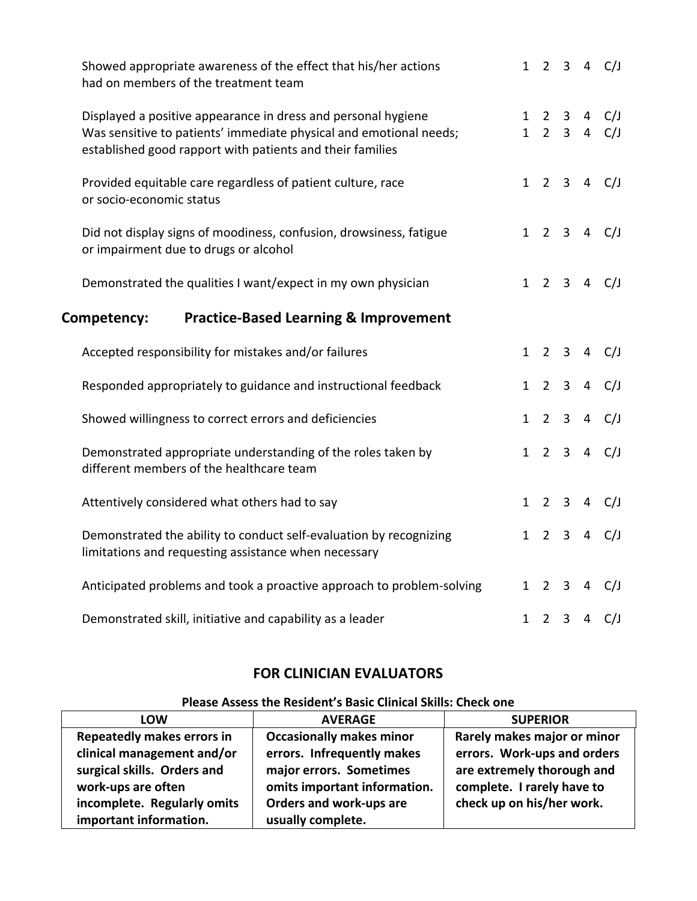| | |
|---|---|
| Showed appropriate awareness of the effect that his/her actions had on members of the treatment team | 1 2 3 4 C/J |
| Displayed a positive appearance in dress and personal hygiene | 1 2 3 4 C/J |
| Was sensitive to patients' immediate physical and emotional needs; established good rapport with patients and their families | 1 2 3 4 C/J |
| Provided equitable care regardless of patient culture, race or socio-economic status | 1 2 3 4 C/J |
| Did not display signs of moodiness, confusion, drowsiness, fatigue or impairment due to drugs or alcohol | 1 2 3 4 C/J |
| Demonstrated the qualities I want/expect in my own physician | 1 2 3 4 C/J |

## Competency: Practice-Based Learning & Improvement

| | |
|---|---|
| Accepted responsibility for mistakes and/or failures | 1 2 3 4 C/J |
| Responded appropriately to guidance and instructional feedback | 1 2 3 4 C/J |
| Showed willingness to correct errors and deficiencies | 1 2 3 4 C/J |
| Demonstrated appropriate understanding of the roles taken by different members of the healthcare team | 1 2 3 4 C/J |
| Attentively considered what others had to say | 1 2 3 4 C/J |
| Demonstrated the ability to conduct self-evaluation by recognizing limitations and requesting assistance when necessary | 1 2 3 4 C/J |
| Anticipated problems and took a proactive approach to problem-solving | 1 2 3 4 C/J |
| Demonstrated skill, initiative and capability as a leader | 1 2 3 4 C/J |

## FOR CLINICIAN EVALUATORS

**Please Assess the Resident's Basic Clinical Skills: Check one**

| LOW | AVERAGE | SUPERIOR |
|---|---|---|
| **Repeatedly makes errors in clinical management and/or surgical skills. Orders and work-ups are often incomplete. Regularly omits important information.** | **Occasionally makes minor errors. Infrequently makes major errors. Sometimes omits important information. Orders and work-ups are usually complete.** | **Rarely makes major or minor errors. Work-ups and orders are extremely thorough and complete. I rarely have to check up on his/her work.** |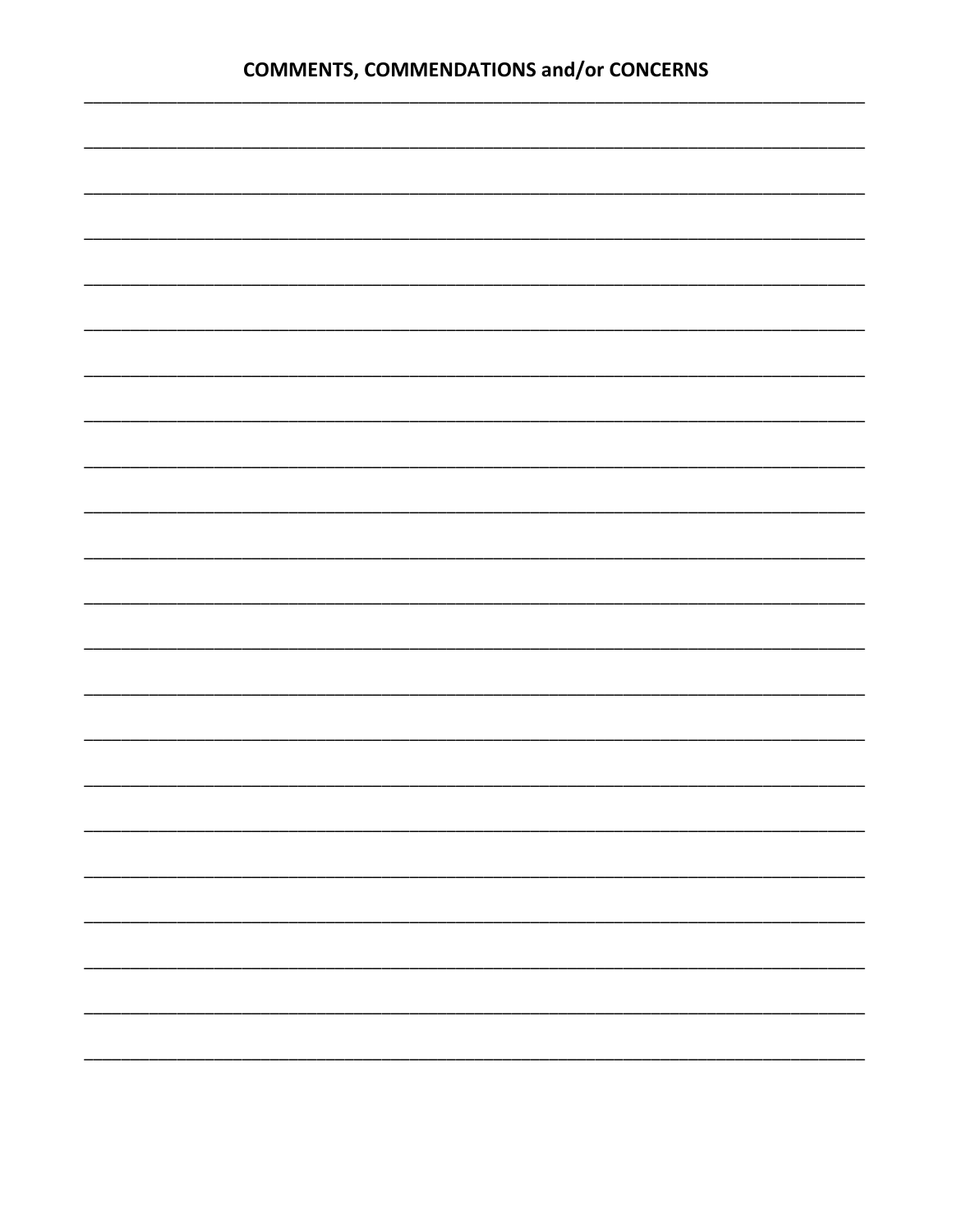## COMMENTS, COMMENDATIONS and/or CONCERNS